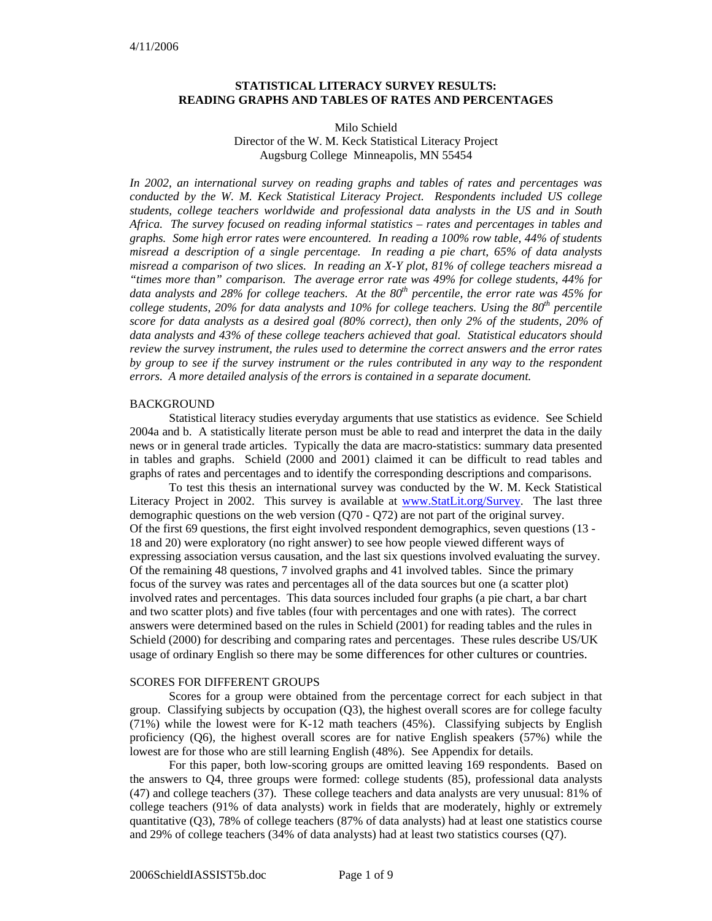4/11/2006

# STATISTICAL LITERACY SURVEY RESULTS: READING GRAPHS AND TABLES OF RATES AND PERCENTAGES

Milo Schield
Director of the W. M. Keck Statistical Literacy Project
Augsburg College Minneapolis, MN 55454

*In 2002, an international survey on reading graphs and tables of rates and percentages was conducted by the W. M. Keck Statistical Literacy Project. Respondents included US college students, college teachers worldwide and professional data analysts in the US and in South Africa. The survey focused on reading informal statistics – rates and percentages in tables and graphs. Some high error rates were encountered. In reading a 100% row table, 44% of students misread a description of a single percentage. In reading a pie chart, 65% of data analysts misread a comparison of two slices. In reading an X-Y plot, 81% of college teachers misread a "times more than" comparison. The average error rate was 49% for college students, 44% for data analysts and 28% for college teachers. At the 80th percentile, the error rate was 45% for college students, 20% for data analysts and 10% for college teachers. Using the 80th percentile score for data analysts as a desired goal (80% correct), then only 2% of the students, 20% of data analysts and 43% of these college teachers achieved that goal. Statistical educators should review the survey instrument, the rules used to determine the correct answers and the error rates by group to see if the survey instrument or the rules contributed in any way to the respondent errors. A more detailed analysis of the errors is contained in a separate document.*

## BACKGROUND

Statistical literacy studies everyday arguments that use statistics as evidence. See Schield 2004a and b. A statistically literate person must be able to read and interpret the data in the daily news or in general trade articles. Typically the data are macro-statistics: summary data presented in tables and graphs. Schield (2000 and 2001) claimed it can be difficult to read tables and graphs of rates and percentages and to identify the corresponding descriptions and comparisons.

To test this thesis an international survey was conducted by the W. M. Keck Statistical Literacy Project in 2002. This survey is available at www.StatLit.org/Survey. The last three demographic questions on the web version (Q70 - Q72) are not part of the original survey. Of the first 69 questions, the first eight involved respondent demographics, seven questions (13 - 18 and 20) were exploratory (no right answer) to see how people viewed different ways of expressing association versus causation, and the last six questions involved evaluating the survey. Of the remaining 48 questions, 7 involved graphs and 41 involved tables. Since the primary focus of the survey was rates and percentages all of the data sources but one (a scatter plot) involved rates and percentages. This data sources included four graphs (a pie chart, a bar chart and two scatter plots) and five tables (four with percentages and one with rates). The correct answers were determined based on the rules in Schield (2001) for reading tables and the rules in Schield (2000) for describing and comparing rates and percentages. These rules describe US/UK usage of ordinary English so there may be some differences for other cultures or countries.

## SCORES FOR DIFFERENT GROUPS

Scores for a group were obtained from the percentage correct for each subject in that group. Classifying subjects by occupation (Q3), the highest overall scores are for college faculty (71%) while the lowest were for K-12 math teachers (45%). Classifying subjects by English proficiency (Q6), the highest overall scores are for native English speakers (57%) while the lowest are for those who are still learning English (48%). See Appendix for details.

For this paper, both low-scoring groups are omitted leaving 169 respondents. Based on the answers to Q4, three groups were formed: college students (85), professional data analysts (47) and college teachers (37). These college teachers and data analysts are very unusual: 81% of college teachers (91% of data analysts) work in fields that are moderately, highly or extremely quantitative (Q3), 78% of college teachers (87% of data analysts) had at least one statistics course and 29% of college teachers (34% of data analysts) had at least two statistics courses (Q7).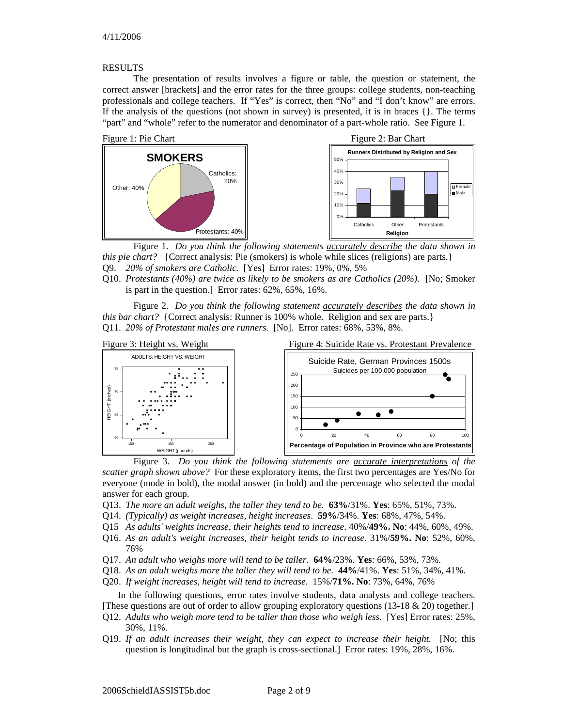RESULTS

The presentation of results involves a figure or table, the question or statement, the correct answer [brackets] and the error rates for the three groups: college students, non-teaching professionals and college teachers. If "Yes" is correct, then "No" and "I don't know" are errors. If the analysis of the questions (not shown in survey) is presented, it is in braces {}. The terms "part" and "whole" refer to the numerator and denominator of a part-whole ratio. See Figure 1.

Figure 1: Pie Chart

Figure 2: Bar Chart

Figure 1. *Do you think the following statements <u>accurately describe</u> the data shown in this pie chart?* {Correct analysis: Pie (smokers) is whole while slices (religions) are parts.}

Q9. *20% of smokers are Catholic.* [Yes] Error rates: 19%, 0%, 5%

Q10. *Protestants (40%) are twice as likely to be smokers as are Catholics (20%).* [No; Smoker is part in the question.] Error rates: 62%, 65%, 16%.

Figure 2. *Do you think the following statement <u>accurately describes</u> the data shown in this bar chart?* {Correct analysis: Runner is 100% whole. Religion and sex are parts.}

Q11. *20% of Protestant males are runners.* [No]. Error rates: 68%, 53%, 8%.

Figure 3: Height vs. Weight

Figure 4: Suicide Rate vs. Protestant Prevalence

Figure 3. *Do you think the following statements are <u>accurate interpretations</u> of the scatter graph shown above?* For these exploratory items, the first two percentages are Yes/No for everyone (mode in bold), the modal answer (in bold) and the percentage who selected the modal answer for each group.

Q13. *The more an adult weighs, the taller they tend to be.* **63%**/31%. **Yes**: 65%, 51%, 73%.

Q14. *(Typically) as weight increases, height increases*. **59%**/34%. **Yes**: 68%, 47%, 54%.

Q15 *As adults' weights increase, their heights tend to increase*. 40%/**49%. No**: 44%, 60%, 49%.

Q16. *As an adult's weight increases, their height tends to increase*. 31%/**59%. No**: 52%, 60%, 76%

Q17. *An adult who weighs more will tend to be taller*. **64%**/23%. **Yes**: 66%, 53%, 73%.

Q18. *As an adult weighs more the taller they will tend to be*. **44%**/41%. **Yes**: 51%, 34%, 41%.

Q20. *If weight increases, height will tend to increase*. 15%/**71%. No**: 73%, 64%, 76%

In the following questions, error rates involve students, data analysts and college teachers. [These questions are out of order to allow grouping exploratory questions (13-18 & 20) together.]

Q12. *Adults who weigh more tend to be taller than those who weigh less.* [Yes] Error rates: 25%, 30%, 11%.

Q19. *If an adult increases their weight, they can expect to increase their height.* [No; this question is longitudinal but the graph is cross-sectional.] Error rates: 19%, 28%, 16%.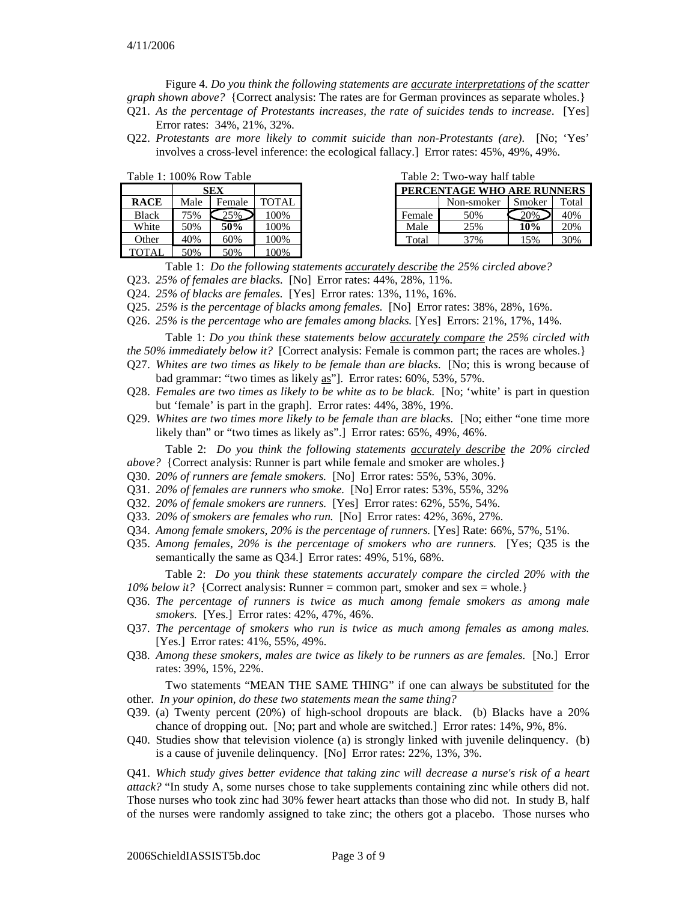Figure 4. *Do you think the following statements are <u>accurate interpretations</u> of the scatter graph shown above?* {Correct analysis: The rates are for German provinces as separate wholes.}

Q21. *As the percentage of Protestants increases, the rate of suicides tends to increase*. [Yes] Error rates: 34%, 21%, 32%.

Q22. *Protestants are more likely to commit suicide than non-Protestants (are).* [No; 'Yes' involves a cross-level inference: the ecological fallacy.] Error rates: 45%, 49%, 49%.

Table 1: 100% Row Table

| | SEX | | |
|---|---|---|---|
| **RACE** | Male | Female | TOTAL |
| Black | 75% | 25% | 100% |
| White | 50% | **50%** | 100% |
| Other | 40% | 60% | 100% |
| TOTAL | 50% | 50% | 100% |

Table 2: Two-way half table

| PERCENTAGE WHO ARE RUNNERS | | | |
|---|---|---|---|
| | Non-smoker | Smoker | Total |
| Female | 50% | 20% | 40% |
| Male | 25% | **10%** | 20% |
| Total | 37% | 15% | 30% |

Table 1: *Do the following statements <u>accurately describe</u> the 25% circled above?*

Q23. *25% of females are blacks.* [No] Error rates: 44%, 28%, 11%.

Q24. *25% of blacks are females.* [Yes] Error rates: 13%, 11%, 16%.

Q25. *25% is the percentage of blacks among females.* [No] Error rates: 38%, 28%, 16%.

Q26. *25% is the percentage who are females among blacks.* [Yes] Errors: 21%, 17%, 14%.

Table 1: *Do you think these statements below <u>accurately compare</u> the 25% circled with the 50% immediately below it?* [Correct analysis: Female is common part; the races are wholes.}

Q27. *Whites are two times as likely to be female than are blacks.* [No; this is wrong because of bad grammar: "two times as likely <u>as</u>"]. Error rates: 60%, 53%, 57%.

Q28. *Females are two times as likely to be white as to be black.* [No; 'white' is part in question but 'female' is part in the graph]. Error rates: 44%, 38%, 19%.

Q29. *Whites are two times more likely to be female than are blacks.* [No; either "one time more likely than" or "two times as likely as".] Error rates: 65%, 49%, 46%.

Table 2: *Do you think the following statements <u>accurately describe</u> the 20% circled above?* {Correct analysis: Runner is part while female and smoker are wholes.}

Q30. *20% of runners are female smokers.* [No] Error rates: 55%, 53%, 30%.

Q31. *20% of females are runners who smoke.* [No] Error rates: 53%, 55%, 32%

Q32. *20% of female smokers are runners.* [Yes] Error rates: 62%, 55%, 54%.

Q33. *20% of smokers are females who run.* [No] Error rates: 42%, 36%, 27%.

Q34. *Among female smokers, 20% is the percentage of runners.* [Yes] Rate: 66%, 57%, 51%.

Q35. *Among females, 20% is the percentage of smokers who are runners.* [Yes; Q35 is the semantically the same as Q34.] Error rates: 49%, 51%, 68%.

Table 2: *Do you think these statements accurately compare the circled 20% with the 10% below it?* {Correct analysis: Runner = common part, smoker and sex = whole.}

Q36. *The percentage of runners is twice as much among female smokers as among male smokers.* [Yes.] Error rates: 42%, 47%, 46%.

Q37. *The percentage of smokers who run is twice as much among females as among males.* [Yes.] Error rates: 41%, 55%, 49%.

Q38. *Among these smokers, males are twice as likely to be runners as are females.* [No.] Error rates: 39%, 15%, 22%.

Two statements "MEAN THE SAME THING" if one can <u>always be substituted</u> for the other. *In your opinion, do these two statements mean the same thing?*

Q39. (a) Twenty percent (20%) of high-school dropouts are black. (b) Blacks have a 20% chance of dropping out. [No; part and whole are switched.] Error rates: 14%, 9%, 8%.

Q40. Studies show that television violence (a) is strongly linked with juvenile delinquency. (b) is a cause of juvenile delinquency. [No] Error rates: 22%, 13%, 3%.

Q41. *Which study gives better evidence that taking zinc will decrease a nurse's risk of a heart attack?* "In study A, some nurses chose to take supplements containing zinc while others did not. Those nurses who took zinc had 30% fewer heart attacks than those who did not. In study B, half of the nurses were randomly assigned to take zinc; the others got a placebo. Those nurses who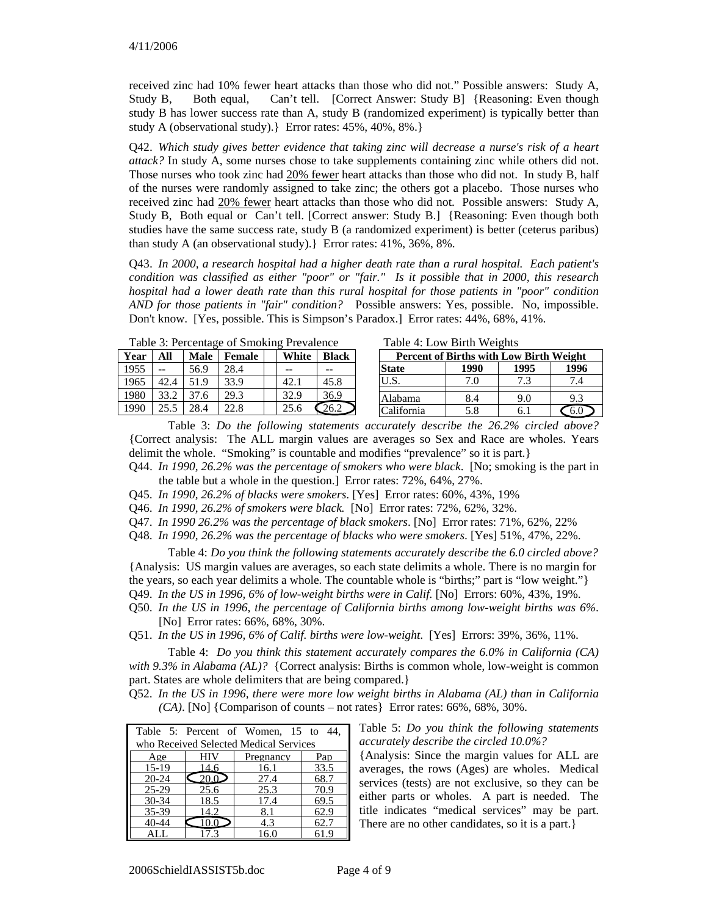received zinc had 10% fewer heart attacks than those who did not." Possible answers: Study A, Study B, Both equal, Can't tell. [Correct Answer: Study B] {Reasoning: Even though study B has lower success rate than A, study B (randomized experiment) is typically better than study A (observational study).} Error rates: 45%, 40%, 8%.}

Q42. *Which study gives better evidence that taking zinc will decrease a nurse's risk of a heart attack?* In study A, some nurses chose to take supplements containing zinc while others did not. Those nurses who took zinc had 20% fewer heart attacks than those who did not. In study B, half of the nurses were randomly assigned to take zinc; the others got a placebo. Those nurses who received zinc had 20% fewer heart attacks than those who did not. Possible answers: Study A, Study B, Both equal or Can't tell. [Correct answer: Study B.] {Reasoning: Even though both studies have the same success rate, study B (a randomized experiment) is better (ceterus paribus) than study A (an observational study).} Error rates: 41%, 36%, 8%.

Q43. *In 2000, a research hospital had a higher death rate than a rural hospital. Each patient's condition was classified as either "poor" or "fair." Is it possible that in 2000, this research hospital had a lower death rate than this rural hospital for those patients in "poor" condition AND for those patients in "fair" condition?* Possible answers: Yes, possible. No, impossible. Don't know. [Yes, possible. This is Simpson's Paradox.] Error rates: 44%, 68%, 41%.

Table 3: Percentage of Smoking Prevalence

| Year | All | Male | Female | | White | Black |
|---|---|---|---|---|---|---|
| 1955 | -- | 56.9 | 28.4 | | -- | -- |
| 1965 | 42.4 | 51.9 | 33.9 | | 42.1 | 45.8 |
| 1980 | 33.2 | 37.6 | 29.3 | | 32.9 | 36.9 |
| 1990 | 25.5 | 28.4 | 22.8 | | 25.6 | (26.2) |

Table 4: Low Birth Weights

| Percent of Births with Low Birth Weight | | | |
|---|---|---|---|
| State | 1990 | 1995 | 1996 |
| U.S. | 7.0 | 7.3 | 7.4 |
| Alabama | 8.4 | 9.0 | 9.3 |
| California | 5.8 | 6.1 | (6.0) |

Table 3: *Do the following statements accurately describe the 26.2% circled above?* {Correct analysis: The ALL margin values are averages so Sex and Race are wholes. Years delimit the whole. "Smoking" is countable and modifies "prevalence" so it is part.}

Q44. *In 1990, 26.2% was the percentage of smokers who were black*. [No; smoking is the part in the table but a whole in the question.] Error rates: 72%, 64%, 27%.

Q45. *In 1990, 26.2% of blacks were smokers*. [Yes] Error rates: 60%, 43%, 19%

Q46. *In 1990, 26.2% of smokers were black.* [No] Error rates: 72%, 62%, 32%.

Q47. *In 1990 26.2% was the percentage of black smokers*. [No] Error rates: 71%, 62%, 22%

Q48. *In 1990, 26.2% was the percentage of blacks who were smokers*. [Yes] 51%, 47%, 22%.

Table 4: *Do you think the following statements accurately describe the 6.0 circled above?* {Analysis: US margin values are averages, so each state delimits a whole. There is no margin for the years, so each year delimits a whole. The countable whole is "births;" part is "low weight."}

Q49. *In the US in 1996, 6% of low-weight births were in Calif.* [No] Errors: 60%, 43%, 19%.

Q50. *In the US in 1996, the percentage of California births among low-weight births was 6%*. [No] Error rates: 66%, 68%, 30%.

Q51. *In the US in 1996, 6% of Calif. births were low-weight*. [Yes] Errors: 39%, 36%, 11%.

Table 4: *Do you think this statement accurately compares the 6.0% in California (CA) with 9.3% in Alabama (AL)?* {Correct analysis: Births is common whole, low-weight is common part. States are whole delimiters that are being compared.}

Q52. *In the US in 1996, there were more low weight births in Alabama (AL) than in California (CA)*. [No] {Comparison of counts – not rates} Error rates: 66%, 68%, 30%.

Table 5: Percent of Women, 15 to 44, who Received Selected Medical Services

| Age | HIV | Pregnancy | Pap |
|---|---|---|---|
| 15-19 | 14.6 | 16.1 | 33.5 |
| 20-24 | (20.0) | 27.4 | 68.7 |
| 25-29 | 25.6 | 25.3 | 70.9 |
| 30-34 | 18.5 | 17.4 | 69.5 |
| 35-39 | 14.2 | 8.1 | 62.9 |
| 40-44 | (10.0) | 4.3 | 62.7 |
| ALL | 17.3 | 16.0 | 61.9 |

Table 5: *Do you think the following statements accurately describe the circled 10.0%?* {Analysis: Since the margin values for ALL are averages, the rows (Ages) are wholes. Medical services (tests) are not exclusive, so they can be either parts or wholes. A part is needed. The title indicates "medical services" may be part. There are no other candidates, so it is a part.}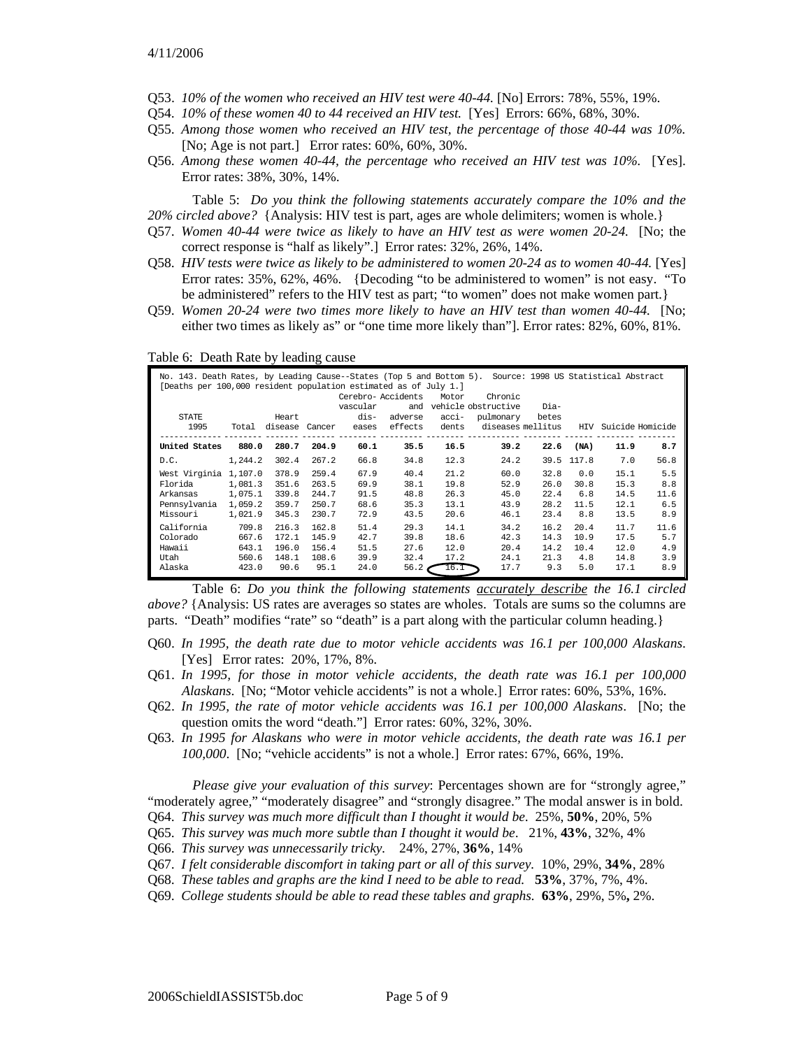4/11/2006

Q53. *10% of the women who received an HIV test were 40-44.* [No] Errors: 78%, 55%, 19%.

Q54. *10% of these women 40 to 44 received an HIV test.* [Yes] Errors: 66%, 68%, 30%.

Q55. *Among those women who received an HIV test, the percentage of those 40-44 was 10%.* [No; Age is not part.] Error rates: 60%, 60%, 30%.

Q56. *Among these women 40-44, the percentage who received an HIV test was 10%.* [Yes]. Error rates: 38%, 30%, 14%.

Table 5: *Do you think the following statements accurately compare the 10% and the 20% circled above?* {Analysis: HIV test is part, ages are whole delimiters; women is whole.}

Q57. *Women 40-44 were twice as likely to have an HIV test as were women 20-24.* [No; the correct response is "half as likely".] Error rates: 32%, 26%, 14%.

Q58. *HIV tests were twice as likely to be administered to women 20-24 as to women 40-44.* [Yes] Error rates: 35%, 62%, 46%. {Decoding "to be administered to women" is not easy. "To be administered" refers to the HIV test as part; "to women" does not make women part.}

Q59. *Women 20-24 were two times more likely to have an HIV test than women 40-44.* [No; either two times as likely as" or "one time more likely than"]. Error rates: 82%, 60%, 81%.

Table 6: Death Rate by leading cause

No. 143. Death Rates, by Leading Cause--States (Top 5 and Bottom 5). Source: 1998 US Statistical Abstract
[Deaths per 100,000 resident population estimated as of July 1.]

| STATE 1995 | Total | Heart disease | Cancer | Cerebro-vascular dis-eases | Accidents and adverse effects | Motor vehicle acci-dents | Chronic obstructive pulmonary diseases | Dia-betes mellitus | HIV | Suicide | Homicide |
|---|---|---|---|---|---|---|---|---|---|---|---|
| **United States** | **880.0** | **280.7** | **204.9** | **60.1** | **35.5** | **16.5** | **39.2** | **22.6** | **(NA)** | **11.9** | **8.7** |
| D.C. | 1,244.2 | 302.4 | 267.2 | 66.8 | 34.8 | 12.3 | 24.2 | 39.5 | 117.8 | 7.0 | 56.8 |
| West Virginia | 1,107.0 | 378.9 | 259.4 | 67.9 | 40.4 | 21.2 | 60.0 | 32.8 | 0.0 | 15.1 | 5.5 |
| Florida | 1,081.3 | 351.6 | 263.5 | 69.9 | 38.1 | 19.8 | 52.9 | 26.0 | 30.8 | 15.3 | 8.8 |
| Arkansas | 1,075.1 | 339.8 | 244.7 | 91.5 | 48.8 | 26.3 | 45.0 | 22.4 | 6.8 | 14.5 | 11.6 |
| Pennsylvania | 1,059.2 | 359.7 | 250.7 | 68.6 | 35.3 | 13.1 | 43.9 | 28.2 | 11.5 | 12.1 | 6.5 |
| Missouri | 1,021.9 | 345.3 | 230.7 | 72.9 | 43.5 | 20.6 | 46.1 | 23.4 | 8.8 | 13.5 | 8.9 |
| California | 709.8 | 216.3 | 162.8 | 51.4 | 29.3 | 14.1 | 34.2 | 16.2 | 20.4 | 11.7 | 11.6 |
| Colorado | 667.6 | 172.1 | 145.9 | 42.7 | 39.8 | 18.6 | 42.3 | 14.3 | 10.9 | 17.5 | 5.7 |
| Hawaii | 643.1 | 196.0 | 156.4 | 51.5 | 27.6 | 12.0 | 20.4 | 14.2 | 10.4 | 12.0 | 4.9 |
| Utah | 560.6 | 148.1 | 108.6 | 39.9 | 32.4 | 17.2 | 24.1 | 21.3 | 4.8 | 14.8 | 3.9 |
| Alaska | 423.0 | 90.6 | 95.1 | 24.0 | 56.2 | 16.1 | 17.7 | 9.3 | 5.0 | 17.1 | 8.9 |

Table 6: *Do you think the following statements* *accurately describe* *the 16.1 circled above?* {Analysis: US rates are averages so states are wholes. Totals are sums so the columns are parts. "Death" modifies "rate" so "death" is a part along with the particular column heading.}

Q60. *In 1995, the death rate due to motor vehicle accidents was 16.1 per 100,000 Alaskans.* [Yes] Error rates: 20%, 17%, 8%.

Q61. *In 1995, for those in motor vehicle accidents, the death rate was 16.1 per 100,000 Alaskans.* [No; "Motor vehicle accidents" is not a whole.] Error rates: 60%, 53%, 16%.

Q62. *In 1995, the rate of motor vehicle accidents was 16.1 per 100,000 Alaskans.* [No; the question omits the word "death."] Error rates: 60%, 32%, 30%.

Q63. *In 1995 for Alaskans who were in motor vehicle accidents, the death rate was 16.1 per 100,000.* [No; "vehicle accidents" is not a whole.] Error rates: 67%, 66%, 19%.

*Please give your evaluation of this survey*: Percentages shown are for "strongly agree," "moderately agree," "moderately disagree" and "strongly disagree." The modal answer is in bold.

Q64. *This survey was much more difficult than I thought it would be.* 25%, **50%**, 20%, 5%

Q65. *This survey was much more subtle than I thought it would be.* 21%, **43%**, 32%, 4%

Q66. *This survey was unnecessarily tricky.* 24%, 27%, **36%**, 14%

Q67. *I felt considerable discomfort in taking part or all of this survey.* 10%, 29%, **34%**, 28%

Q68. *These tables and graphs are the kind I need to be able to read.* **53%**, 37%, 7%, 4%.

Q69. *College students should be able to read these tables and graphs.* **63%**, 29%, 5%, 2%.

2006SchieldIASSIST5b.doc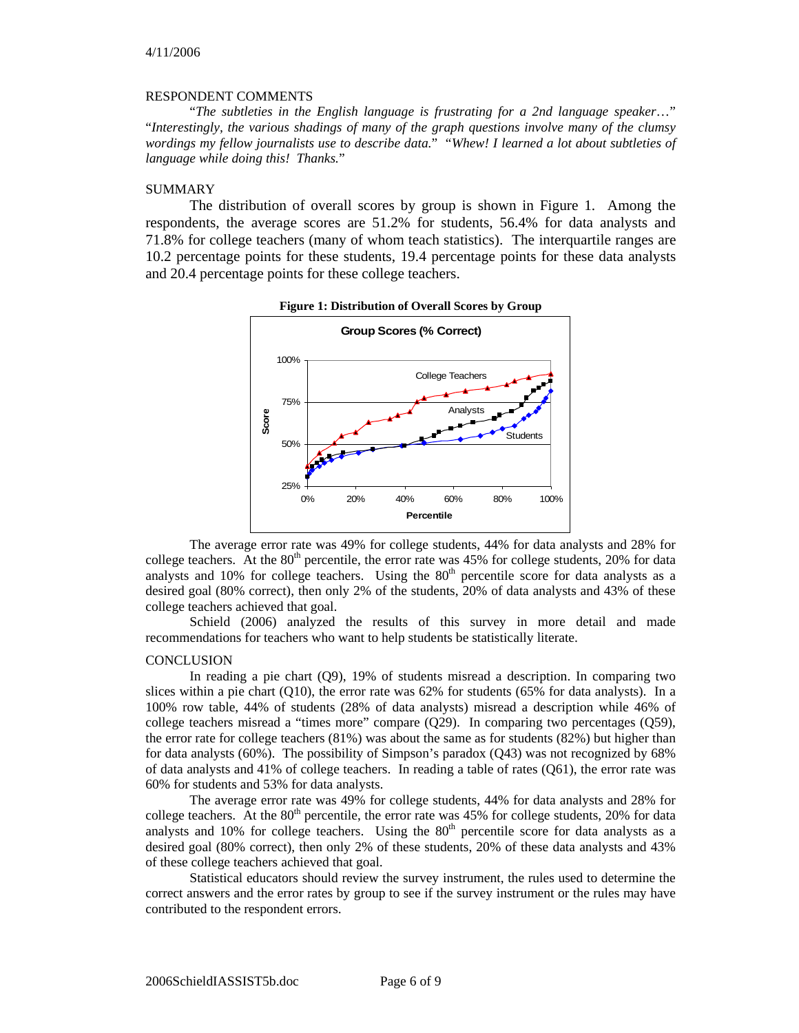4/11/2006

RESPONDENT COMMENTS

"*The subtleties in the English language is frustrating for a 2nd language speaker…*" "*Interestingly, the various shadings of many of the graph questions involve many of the clumsy wordings my fellow journalists use to describe data.*" "*Whew! I learned a lot about subtleties of language while doing this! Thanks.*"

SUMMARY

The distribution of overall scores by group is shown in Figure 1. Among the respondents, the average scores are 51.2% for students, 56.4% for data analysts and 71.8% for college teachers (many of whom teach statistics). The interquartile ranges are 10.2 percentage points for these students, 19.4 percentage points for these data analysts and 20.4 percentage points for these college teachers.

**Figure 1: Distribution of Overall Scores by Group**

The average error rate was 49% for college students, 44% for data analysts and 28% for college teachers. At the 80th percentile, the error rate was 45% for college students, 20% for data analysts and 10% for college teachers. Using the 80th percentile score for data analysts as a desired goal (80% correct), then only 2% of the students, 20% of data analysts and 43% of these college teachers achieved that goal.

Schield (2006) analyzed the results of this survey in more detail and made recommendations for teachers who want to help students be statistically literate.

CONCLUSION

In reading a pie chart (Q9), 19% of students misread a description. In comparing two slices within a pie chart (Q10), the error rate was 62% for students (65% for data analysts). In a 100% row table, 44% of students (28% of data analysts) misread a description while 46% of college teachers misread a "times more" compare (Q29). In comparing two percentages (Q59), the error rate for college teachers (81%) was about the same as for students (82%) but higher than for data analysts (60%). The possibility of Simpson's paradox (Q43) was not recognized by 68% of data analysts and 41% of college teachers. In reading a table of rates (Q61), the error rate was 60% for students and 53% for data analysts.

The average error rate was 49% for college students, 44% for data analysts and 28% for college teachers. At the 80th percentile, the error rate was 45% for college students, 20% for data analysts and 10% for college teachers. Using the 80th percentile score for data analysts as a desired goal (80% correct), then only 2% of these students, 20% of these data analysts and 43% of these college teachers achieved that goal.

Statistical educators should review the survey instrument, the rules used to determine the correct answers and the error rates by group to see if the survey instrument or the rules may have contributed to the respondent errors.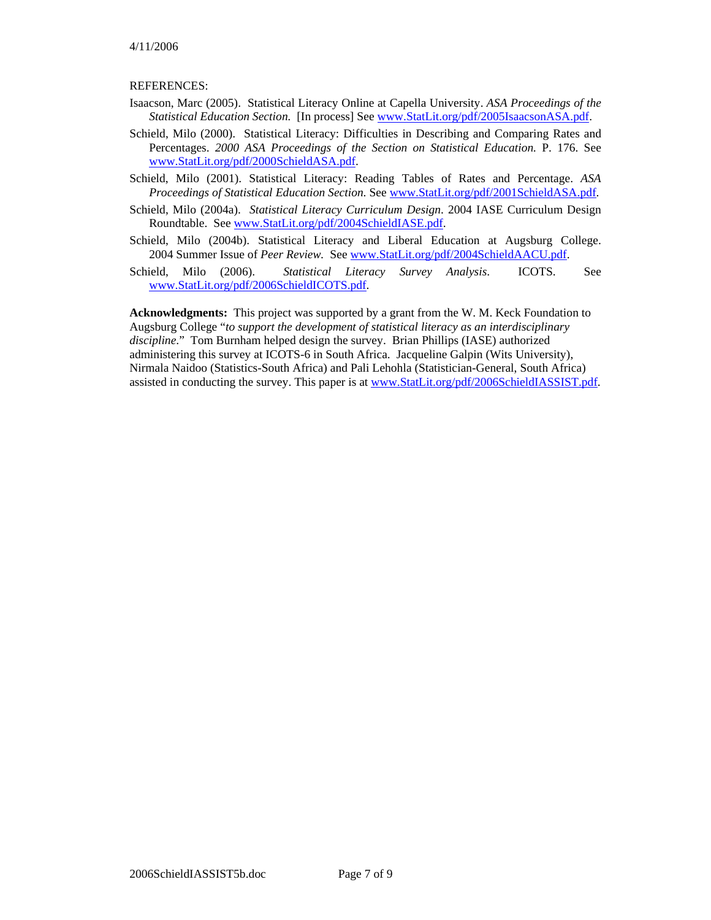REFERENCES:

Isaacson, Marc (2005). Statistical Literacy Online at Capella University. *ASA Proceedings of the Statistical Education Section.* [In process] See www.StatLit.org/pdf/2005IsaacsonASA.pdf.

Schield, Milo (2000). Statistical Literacy: Difficulties in Describing and Comparing Rates and Percentages. *2000 ASA Proceedings of the Section on Statistical Education.* P. 176. See www.StatLit.org/pdf/2000SchieldASA.pdf.

Schield, Milo (2001). Statistical Literacy: Reading Tables of Rates and Percentage. *ASA Proceedings of Statistical Education Section.* See www.StatLit.org/pdf/2001SchieldASA.pdf.

Schield, Milo (2004a). *Statistical Literacy Curriculum Design*. 2004 IASE Curriculum Design Roundtable. See www.StatLit.org/pdf/2004SchieldIASE.pdf.

Schield, Milo (2004b). Statistical Literacy and Liberal Education at Augsburg College. 2004 Summer Issue of *Peer Review.* See www.StatLit.org/pdf/2004SchieldAACU.pdf.

Schield, Milo (2006). *Statistical Literacy Survey Analysis*. ICOTS. See www.StatLit.org/pdf/2006SchieldICOTS.pdf.

**Acknowledgments:** This project was supported by a grant from the W. M. Keck Foundation to Augsburg College "*to support the development of statistical literacy as an interdisciplinary discipline.*" Tom Burnham helped design the survey. Brian Phillips (IASE) authorized administering this survey at ICOTS-6 in South Africa. Jacqueline Galpin (Wits University), Nirmala Naidoo (Statistics-South Africa) and Pali Lehohla (Statistician-General, South Africa) assisted in conducting the survey. This paper is at www.StatLit.org/pdf/2006SchieldIASSIST.pdf.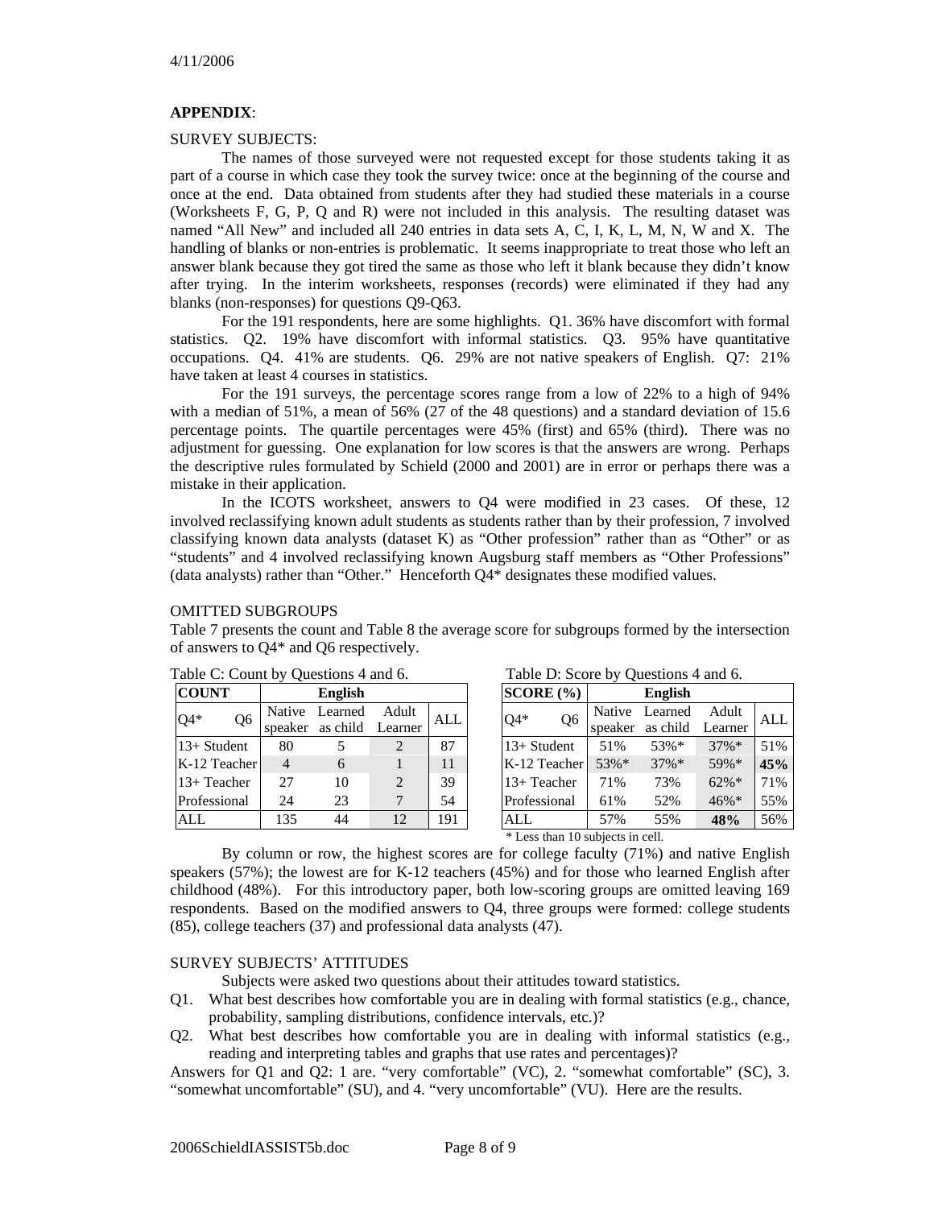4/11/2006

**APPENDIX**:

SURVEY SUBJECTS:

The names of those surveyed were not requested except for those students taking it as part of a course in which case they took the survey twice: once at the beginning of the course and once at the end. Data obtained from students after they had studied these materials in a course (Worksheets F, G, P, Q and R) were not included in this analysis. The resulting dataset was named "All New" and included all 240 entries in data sets A, C, I, K, L, M, N, W and X. The handling of blanks or non-entries is problematic. It seems inappropriate to treat those who left an answer blank because they got tired the same as those who left it blank because they didn't know after trying. In the interim worksheets, responses (records) were eliminated if they had any blanks (non-responses) for questions Q9-Q63.

For the 191 respondents, here are some highlights. Q1. 36% have discomfort with formal statistics. Q2. 19% have discomfort with informal statistics. Q3. 95% have quantitative occupations. Q4. 41% are students. Q6. 29% are not native speakers of English. Q7: 21% have taken at least 4 courses in statistics.

For the 191 surveys, the percentage scores range from a low of 22% to a high of 94% with a median of 51%, a mean of 56% (27 of the 48 questions) and a standard deviation of 15.6 percentage points. The quartile percentages were 45% (first) and 65% (third). There was no adjustment for guessing. One explanation for low scores is that the answers are wrong. Perhaps the descriptive rules formulated by Schield (2000 and 2001) are in error or perhaps there was a mistake in their application.

In the ICOTS worksheet, answers to Q4 were modified in 23 cases. Of these, 12 involved reclassifying known adult students as students rather than by their profession, 7 involved classifying known data analysts (dataset K) as "Other profession" rather than as "Other" or as "students" and 4 involved reclassifying known Augsburg staff members as "Other Professions" (data analysts) rather than "Other." Henceforth Q4* designates these modified values.

OMITTED SUBGROUPS

Table 7 presents the count and Table 8 the average score for subgroups formed by the intersection of answers to Q4* and Q6 respectively.

Table C: Count by Questions 4 and 6.

| COUNT | English | | | |
|---|---|---|---|---|
| Q4* Q6 | Native speaker | Learned as child | Adult Learner | ALL |
| 13+ Student | 80 | 5 | 2 | 87 |
| K-12 Teacher | 4 | 6 | 1 | 11 |
| 13+ Teacher | 27 | 10 | 2 | 39 |
| Professional | 24 | 23 | 7 | 54 |
| ALL | 135 | 44 | 12 | 191 |

Table D: Score by Questions 4 and 6.

| SCORE (%) | English | | | |
|---|---|---|---|---|
| Q4* Q6 | Native speaker | Learned as child | Adult Learner | ALL |
| 13+ Student | 51% | 53%* | 37%* | 51% |
| K-12 Teacher | 53%* | 37%* | 59%* | **45%** |
| 13+ Teacher | 71% | 73% | 62%* | 71% |
| Professional | 61% | 52% | 46%* | 55% |
| ALL | 57% | 55% | **48%** | 56% |

\* Less than 10 subjects in cell.

By column or row, the highest scores are for college faculty (71%) and native English speakers (57%); the lowest are for K-12 teachers (45%) and for those who learned English after childhood (48%). For this introductory paper, both low-scoring groups are omitted leaving 169 respondents. Based on the modified answers to Q4, three groups were formed: college students (85), college teachers (37) and professional data analysts (47).

SURVEY SUBJECTS' ATTITUDES

Subjects were asked two questions about their attitudes toward statistics.

Q1. What best describes how comfortable you are in dealing with formal statistics (e.g., chance, probability, sampling distributions, confidence intervals, etc.)?

Q2. What best describes how comfortable you are in dealing with informal statistics (e.g., reading and interpreting tables and graphs that use rates and percentages)?

Answers for Q1 and Q2: 1 are. "very comfortable" (VC), 2. "somewhat comfortable" (SC), 3. "somewhat uncomfortable" (SU), and 4. "very uncomfortable" (VU). Here are the results.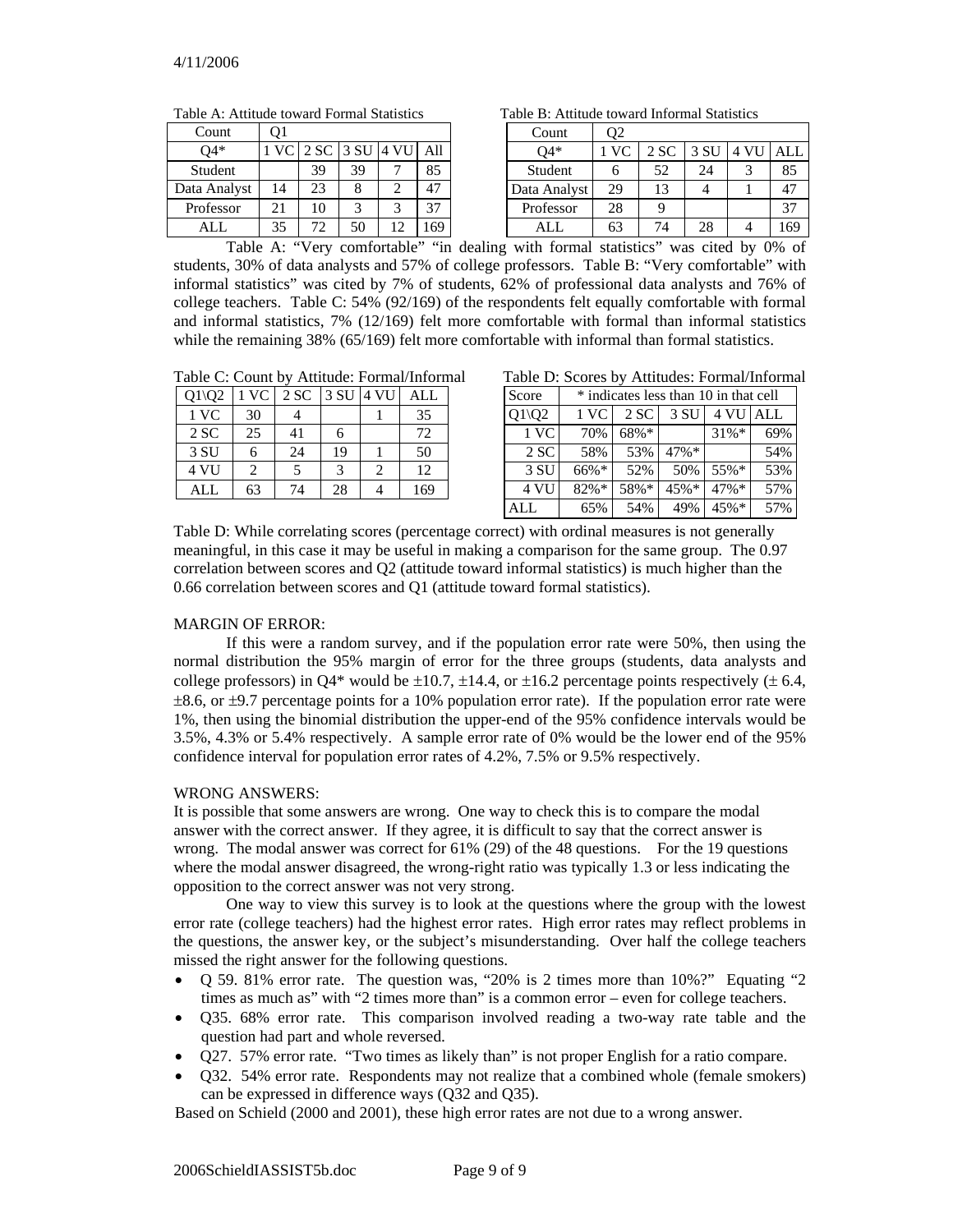Table A: Attitude toward Formal Statistics

| Count | Q1 | | | | |
|---|---|---|---|---|---|
| Q4* | 1 VC | 2 SC | 3 SU | 4 VU | All |
| Student | | 39 | 39 | 7 | 85 |
| Data Analyst | 14 | 23 | 8 | 2 | 47 |
| Professor | 21 | 10 | 3 | 3 | 37 |
| ALL | 35 | 72 | 50 | 12 | 169 |

Table B: Attitude toward Informal Statistics

| Count | Q2 | | | | |
|---|---|---|---|---|---|
| Q4* | 1 VC | 2 SC | 3 SU | 4 VU | ALL |
| Student | 6 | 52 | 24 | 3 | 85 |
| Data Analyst | 29 | 13 | 4 | 1 | 47 |
| Professor | 28 | 9 | | | 37 |
| ALL | 63 | 74 | 28 | 4 | 169 |

Table A: "Very comfortable" "in dealing with formal statistics" was cited by 0% of students, 30% of data analysts and 57% of college professors. Table B: "Very comfortable" with informal statistics" was cited by 7% of students, 62% of professional data analysts and 76% of college teachers. Table C: 54% (92/169) of the respondents felt equally comfortable with formal and informal statistics, 7% (12/169) felt more comfortable with formal than informal statistics while the remaining 38% (65/169) felt more comfortable with informal than formal statistics.

Table C: Count by Attitude: Formal/Informal

| Q1\Q2 | 1 VC | 2 SC | 3 SU | 4 VU | ALL |
|---|---|---|---|---|---|
| 1 VC | 30 | 4 | | 1 | 35 |
| 2 SC | 25 | 41 | 6 | | 72 |
| 3 SU | 6 | 24 | 19 | 1 | 50 |
| 4 VU | 2 | 5 | 3 | 2 | 12 |
| ALL | 63 | 74 | 28 | 4 | 169 |

Table D: Scores by Attitudes: Formal/Informal

| Score | * indicates less than 10 in that cell | | | | |
|---|---|---|---|---|---|
| Q1\Q2 | 1 VC | 2 SC | 3 SU | 4 VU | ALL |
| 1 VC | 70% | 68%* | | 31%* | 69% |
| 2 SC | 58% | 53% | 47%* | | 54% |
| 3 SU | 66%* | 52% | 50% | 55%* | 53% |
| 4 VU | 82%* | 58%* | 45%* | 47%* | 57% |
| ALL | 65% | 54% | 49% | 45%* | 57% |

Table D: While correlating scores (percentage correct) with ordinal measures is not generally meaningful, in this case it may be useful in making a comparison for the same group. The 0.97 correlation between scores and Q2 (attitude toward informal statistics) is much higher than the 0.66 correlation between scores and Q1 (attitude toward formal statistics).

MARGIN OF ERROR:

If this were a random survey, and if the population error rate were 50%, then using the normal distribution the 95% margin of error for the three groups (students, data analysts and college professors) in Q4* would be ±10.7, ±14.4, or ±16.2 percentage points respectively (± 6.4, ±8.6, or ±9.7 percentage points for a 10% population error rate). If the population error rate were 1%, then using the binomial distribution the upper-end of the 95% confidence intervals would be 3.5%, 4.3% or 5.4% respectively. A sample error rate of 0% would be the lower end of the 95% confidence interval for population error rates of 4.2%, 7.5% or 9.5% respectively.

WRONG ANSWERS:

It is possible that some answers are wrong. One way to check this is to compare the modal answer with the correct answer. If they agree, it is difficult to say that the correct answer is wrong. The modal answer was correct for 61% (29) of the 48 questions. For the 19 questions where the modal answer disagreed, the wrong-right ratio was typically 1.3 or less indicating the opposition to the correct answer was not very strong.

One way to view this survey is to look at the questions where the group with the lowest error rate (college teachers) had the highest error rates. High error rates may reflect problems in the questions, the answer key, or the subject's misunderstanding. Over half the college teachers missed the right answer for the following questions.

- Q 59. 81% error rate. The question was, "20% is 2 times more than 10%?" Equating "2 times as much as" with "2 times more than" is a common error – even for college teachers.
- Q35. 68% error rate. This comparison involved reading a two-way rate table and the question had part and whole reversed.
- Q27. 57% error rate. "Two times as likely than" is not proper English for a ratio compare.
- Q32. 54% error rate. Respondents may not realize that a combined whole (female smokers) can be expressed in difference ways (Q32 and Q35).

Based on Schield (2000 and 2001), these high error rates are not due to a wrong answer.